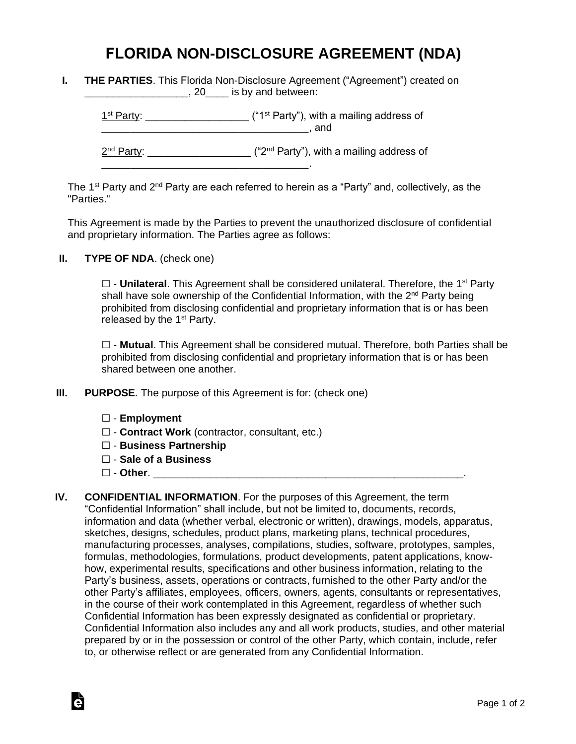# FLORIDA NON-DISCLOSURE AGREEMENT (NDA)

**I. THE PARTIES**. This Florida Non-Disclosure Agreement ("Agreement") created on __________________, 20____ is by and between:

1st Party: _________________ ("1st Party"), with a mailing address of ____________________________________, and

2nd Party: _________________ ("2nd Party"), with a mailing address of ____________________________________.

The 1st Party and 2nd Party are each referred to herein as a "Party" and, collectively, as the "Parties."

This Agreement is made by the Parties to prevent the unauthorized disclosure of confidential and proprietary information. The Parties agree as follows:

**II. TYPE OF NDA**. (check one)

☐ - **Unilateral**. This Agreement shall be considered unilateral. Therefore, the 1st Party shall have sole ownership of the Confidential Information, with the 2nd Party being prohibited from disclosing confidential and proprietary information that is or has been released by the 1st Party.

☐ - **Mutual**. This Agreement shall be considered mutual. Therefore, both Parties shall be prohibited from disclosing confidential and proprietary information that is or has been shared between one another.

**III. PURPOSE**. The purpose of this Agreement is for: (check one)

☐ - **Employment**
☐ - **Contract Work** (contractor, consultant, etc.)
☐ - **Business Partnership**
☐ - **Sale of a Business**
☐ - **Other**. _______________________________________________________.

**IV. CONFIDENTIAL INFORMATION**. For the purposes of this Agreement, the term "Confidential Information" shall include, but not be limited to, documents, records, information and data (whether verbal, electronic or written), drawings, models, apparatus, sketches, designs, schedules, product plans, marketing plans, technical procedures, manufacturing processes, analyses, compilations, studies, software, prototypes, samples, formulas, methodologies, formulations, product developments, patent applications, know-how, experimental results, specifications and other business information, relating to the Party's business, assets, operations or contracts, furnished to the other Party and/or the other Party's affiliates, employees, officers, owners, agents, consultants or representatives, in the course of their work contemplated in this Agreement, regardless of whether such Confidential Information has been expressly designated as confidential or proprietary. Confidential Information also includes any and all work products, studies, and other material prepared by or in the possession or control of the other Party, which contain, include, refer to, or otherwise reflect or are generated from any Confidential Information.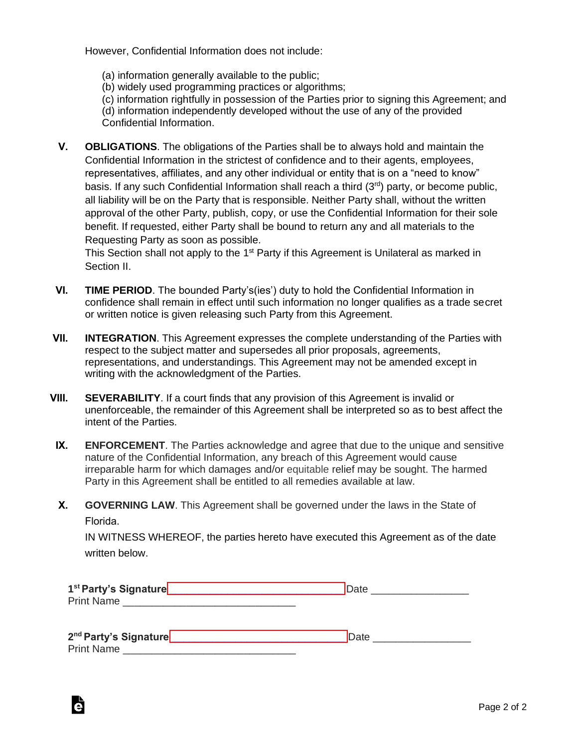However, Confidential Information does not include:

(a) information generally available to the public;
(b) widely used programming practices or algorithms;
(c) information rightfully in possession of the Parties prior to signing this Agreement; and
(d) information independently developed without the use of any of the provided Confidential Information.

**V.** **OBLIGATIONS**. The obligations of the Parties shall be to always hold and maintain the Confidential Information in the strictest of confidence and to their agents, employees, representatives, affiliates, and any other individual or entity that is on a "need to know" basis. If any such Confidential Information shall reach a third (3rd) party, or become public, all liability will be on the Party that is responsible. Neither Party shall, without the written approval of the other Party, publish, copy, or use the Confidential Information for their sole benefit. If requested, either Party shall be bound to return any and all materials to the Requesting Party as soon as possible.
This Section shall not apply to the 1st Party if this Agreement is Unilateral as marked in Section II.

**VI.** **TIME PERIOD**. The bounded Party's(ies') duty to hold the Confidential Information in confidence shall remain in effect until such information no longer qualifies as a trade secret or written notice is given releasing such Party from this Agreement.

**VII.** **INTEGRATION**. This Agreement expresses the complete understanding of the Parties with respect to the subject matter and supersedes all prior proposals, agreements, representations, and understandings. This Agreement may not be amended except in writing with the acknowledgment of the Parties.

**VIII.** **SEVERABILITY**. If a court finds that any provision of this Agreement is invalid or unenforceable, the remainder of this Agreement shall be interpreted so as to best affect the intent of the Parties.

**IX.** **ENFORCEMENT**. The Parties acknowledge and agree that due to the unique and sensitive nature of the Confidential Information, any breach of this Agreement would cause irreparable harm for which damages and/or equitable relief may be sought. The harmed Party in this Agreement shall be entitled to all remedies available at law.

**X.** **GOVERNING LAW**. This Agreement shall be governed under the laws in the State of Florida.

IN WITNESS WHEREOF, the parties hereto have executed this Agreement as of the date written below.

**1st Party's Signature** ______________________________ Date ________________
Print Name ______________________________

**2nd Party's Signature** ______________________________ Date ________________
Print Name ______________________________